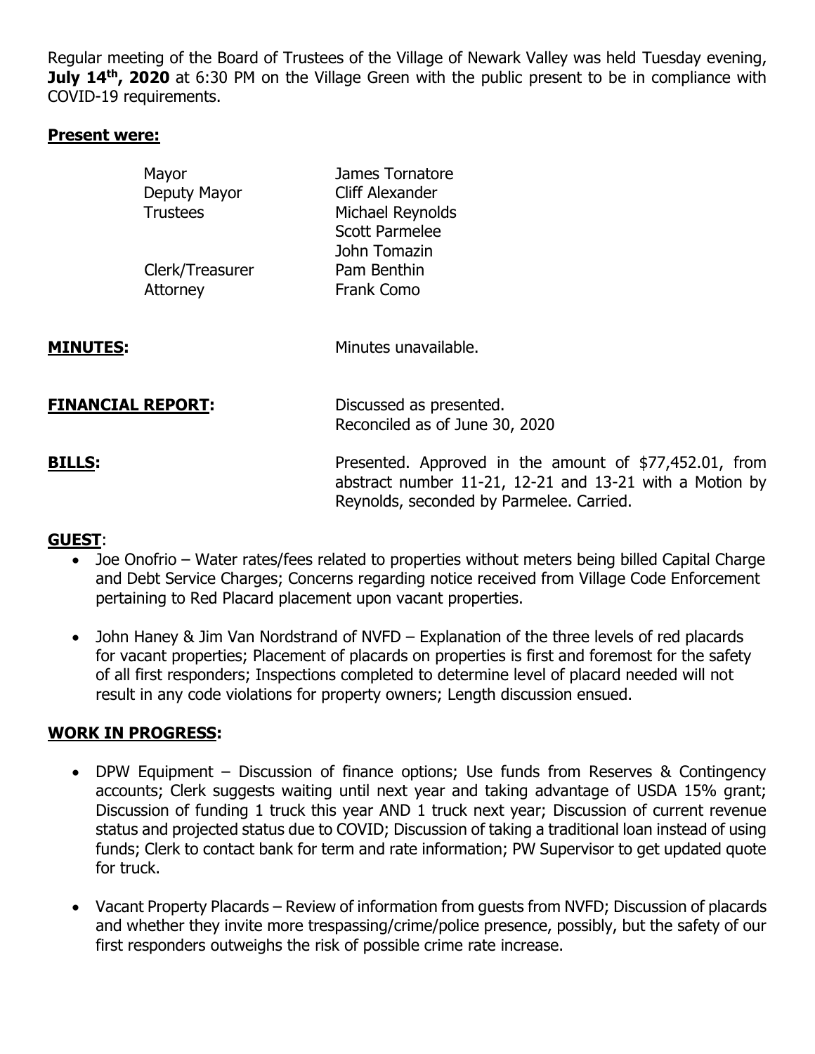Regular meeting of the Board of Trustees of the Village of Newark Valley was held Tuesday evening, **July 14th, 2020** at 6:30 PM on the Village Green with the public present to be in compliance with COVID-19 requirements.

**Present were:**

| | |
|---|---|
| Mayor | James Tornatore |
| Deputy Mayor | Cliff Alexander |
| Trustees | Michael Reynolds |
| | Scott Parmelee |
| | John Tomazin |
| Clerk/Treasurer | Pam Benthin |
| Attorney | Frank Como |

**MINUTES:** Minutes unavailable.

**FINANCIAL REPORT:** Discussed as presented. Reconciled as of June 30, 2020

**BILLS:** Presented. Approved in the amount of $77,452.01, from abstract number 11-21, 12-21 and 13-21 with a Motion by Reynolds, seconded by Parmelee. Carried.

**GUEST**:

- Joe Onofrio – Water rates/fees related to properties without meters being billed Capital Charge and Debt Service Charges; Concerns regarding notice received from Village Code Enforcement pertaining to Red Placard placement upon vacant properties.
- John Haney & Jim Van Nordstrand of NVFD – Explanation of the three levels of red placards for vacant properties; Placement of placards on properties is first and foremost for the safety of all first responders; Inspections completed to determine level of placard needed will not result in any code violations for property owners; Length discussion ensued.

**WORK IN PROGRESS:**

- DPW Equipment – Discussion of finance options; Use funds from Reserves & Contingency accounts; Clerk suggests waiting until next year and taking advantage of USDA 15% grant; Discussion of funding 1 truck this year AND 1 truck next year; Discussion of current revenue status and projected status due to COVID; Discussion of taking a traditional loan instead of using funds; Clerk to contact bank for term and rate information; PW Supervisor to get updated quote for truck.
- Vacant Property Placards – Review of information from guests from NVFD; Discussion of placards and whether they invite more trespassing/crime/police presence, possibly, but the safety of our first responders outweighs the risk of possible crime rate increase.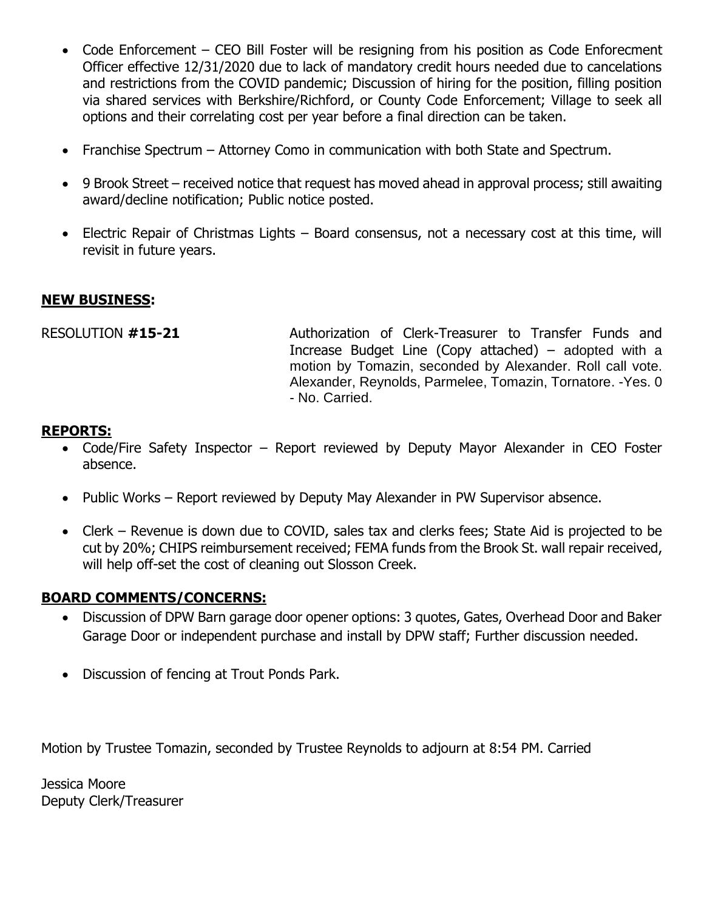- Code Enforcement – CEO Bill Foster will be resigning from his position as Code Enforecment Officer effective 12/31/2020 due to lack of mandatory credit hours needed due to cancelations and restrictions from the COVID pandemic; Discussion of hiring for the position, filling position via shared services with Berkshire/Richford, or County Code Enforcement; Village to seek all options and their correlating cost per year before a final direction can be taken.

- Franchise Spectrum – Attorney Como in communication with both State and Spectrum.

- 9 Brook Street – received notice that request has moved ahead in approval process; still awaiting award/decline notification; Public notice posted.

- Electric Repair of Christmas Lights – Board consensus, not a necessary cost at this time, will revisit in future years.

## **NEW BUSINESS:**

RESOLUTION **#15-21** Authorization of Clerk-Treasurer to Transfer Funds and Increase Budget Line (Copy attached) – adopted with a motion by Tomazin, seconded by Alexander. Roll call vote. Alexander, Reynolds, Parmelee, Tomazin, Tornatore. -Yes. 0 - No. Carried.

## **REPORTS:**

- Code/Fire Safety Inspector – Report reviewed by Deputy Mayor Alexander in CEO Foster absence.

- Public Works – Report reviewed by Deputy May Alexander in PW Supervisor absence.

- Clerk – Revenue is down due to COVID, sales tax and clerks fees; State Aid is projected to be cut by 20%; CHIPS reimbursement received; FEMA funds from the Brook St. wall repair received, will help off-set the cost of cleaning out Slosson Creek.

## **BOARD COMMENTS/CONCERNS:**

- Discussion of DPW Barn garage door opener options: 3 quotes, Gates, Overhead Door and Baker Garage Door or independent purchase and install by DPW staff; Further discussion needed.

- Discussion of fencing at Trout Ponds Park.

Motion by Trustee Tomazin, seconded by Trustee Reynolds to adjourn at 8:54 PM. Carried

Jessica Moore
Deputy Clerk/Treasurer